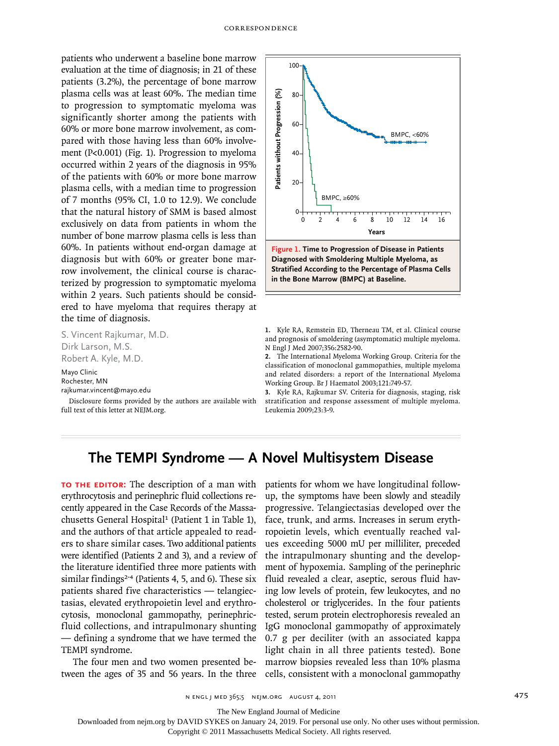patients who underwent a baseline bone marrow evaluation at the time of diagnosis; in 21 of these patients (3.2%), the percentage of bone marrow plasma cells was at least 60%. The median time to progression to symptomatic myeloma was significantly shorter among the patients with 60% or more bone marrow involvement, as compared with those having less than 60% involvement (P<0.001) (Fig. 1). Progression to myeloma occurred within 2 years of the diagnosis in 95% of the patients with 60% or more bone marrow plasma cells, with a median time to progression of 7 months (95% CI, 1.0 to 12.9). We conclude that the natural history of SMM is based almost exclusively on data from patients in whom the number of bone marrow plasma cells is less than 60%. In patients without end-organ damage at diagnosis but with 60% or greater bone marrow involvement, the clinical course is characterized by progression to symptomatic myeloma within 2 years. Such patients should be considered to have myeloma that requires therapy at the time of diagnosis.

S. Vincent Rajkumar, M.D.
Dirk Larson, M.S.
Robert A. Kyle, M.D.

Mayo Clinic
Rochester, MN
rajkumar.vincent@mayo.edu

Disclosure forms provided by the authors are available with full text of this letter at NEJM.org.

**Figure 1. Time to Progression of Disease in Patients Diagnosed with Smoldering Multiple Myeloma, as Stratified According to the Percentage of Plasma Cells in the Bone Marrow (BMPC) at Baseline.**

1. Kyle RA, Remstein ED, Therneau TM, et al. Clinical course and prognosis of smoldering (asymptomatic) multiple myeloma. N Engl J Med 2007;356:2582-90.
2. The International Myeloma Working Group. Criteria for the classification of monoclonal gammopathies, multiple myeloma and related disorders: a report of the International Myeloma Working Group. Br J Haematol 2003;121:749-57.
3. Kyle RA, Rajkumar SV. Criteria for diagnosis, staging, risk stratification and response assessment of multiple myeloma. Leukemia 2009;23:3-9.

# The TEMPI Syndrome — A Novel Multisystem Disease

**TO THE EDITOR:** The description of a man with erythrocytosis and perinephric fluid collections recently appeared in the Case Records of the Massachusetts General Hospital[1] (Patient 1 in Table 1), and the authors of that article appealed to readers to share similar cases. Two additional patients were identified (Patients 2 and 3), and a review of the literature identified three more patients with similar findings[2-4] (Patients 4, 5, and 6). These six patients shared five characteristics — telangiectasias, elevated erythropoietin level and erythrocytosis, monoclonal gammopathy, perinephric-fluid collections, and intrapulmonary shunting — defining a syndrome that we have termed the TEMPI syndrome.

The four men and two women presented between the ages of 35 and 56 years. In the three patients for whom we have longitudinal follow-up, the symptoms have been slowly and steadily progressive. Telangiectasias developed over the face, trunk, and arms. Increases in serum erythropoietin levels, which eventually reached values exceeding 5000 mU per milliliter, preceded the intrapulmonary shunting and the development of hypoxemia. Sampling of the perinephric fluid revealed a clear, aseptic, serous fluid having low levels of protein, few leukocytes, and no cholesterol or triglycerides. In the four patients tested, serum protein electrophoresis revealed an IgG monoclonal gammopathy of approximately 0.7 g per deciliter (with an associated kappa light chain in all three patients tested). Bone marrow biopsies revealed less than 10% plasma cells, consistent with a monoclonal gammopathy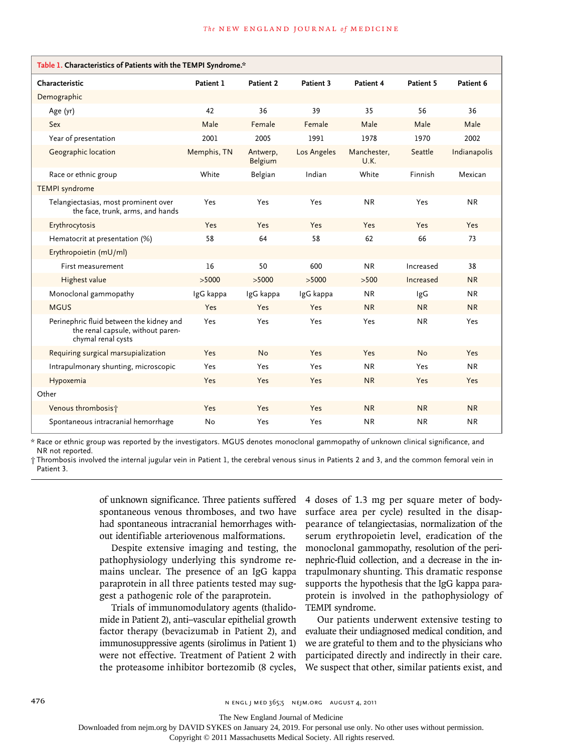**Table 1. Characteristics of Patients with the TEMPI Syndrome.***

| Characteristic | Patient 1 | Patient 2 | Patient 3 | Patient 4 | Patient 5 | Patient 6 |
|---|---|---|---|---|---|---|
| Demographic | | | | | | |
| Age (yr) | 42 | 36 | 39 | 35 | 56 | 36 |
| Sex | Male | Female | Female | Male | Male | Male |
| Year of presentation | 2001 | 2005 | 1991 | 1978 | 1970 | 2002 |
| Geographic location | Memphis, TN | Antwerp, Belgium | Los Angeles | Manchester, U.K. | Seattle | Indianapolis |
| Race or ethnic group | White | Belgian | Indian | White | Finnish | Mexican |
| TEMPI syndrome | | | | | | |
| Telangiectasias, most prominent over the face, trunk, arms, and hands | Yes | Yes | Yes | NR | Yes | NR |
| Erythrocytosis | Yes | Yes | Yes | Yes | Yes | Yes |
| Hematocrit at presentation (%) | 58 | 64 | 58 | 62 | 66 | 73 |
| Erythropoietin (mU/ml) | | | | | | |
| First measurement | 16 | 50 | 600 | NR | Increased | 38 |
| Highest value | >5000 | >5000 | >5000 | >500 | Increased | NR |
| Monoclonal gammopathy | IgG kappa | IgG kappa | IgG kappa | NR | IgG | NR |
| MGUS | Yes | Yes | Yes | NR | NR | NR |
| Perinephric fluid between the kidney and the renal capsule, without parenchymal renal cysts | Yes | Yes | Yes | Yes | NR | Yes |
| Requiring surgical marsupialization | Yes | No | Yes | Yes | No | Yes |
| Intrapulmonary shunting, microscopic | Yes | Yes | Yes | NR | Yes | NR |
| Hypoxemia | Yes | Yes | Yes | NR | Yes | Yes |
| Other | | | | | | |
| Venous thrombosis† | Yes | Yes | Yes | NR | NR | NR |
| Spontaneous intracranial hemorrhage | No | Yes | Yes | NR | NR | NR |

\* Race or ethnic group was reported by the investigators. MGUS denotes monoclonal gammopathy of unknown clinical significance, and NR not reported.

† Thrombosis involved the internal jugular vein in Patient 1, the cerebral venous sinus in Patients 2 and 3, and the common femoral vein in Patient 3.

of unknown significance. Three patients suffered spontaneous venous thromboses, and two have had spontaneous intracranial hemorrhages without identifiable arteriovenous malformations.

Despite extensive imaging and testing, the pathophysiology underlying this syndrome remains unclear. The presence of an IgG kappa paraprotein in all three patients tested may suggest a pathogenic role of the paraprotein.

Trials of immunomodulatory agents (thalidomide in Patient 2), anti–vascular epithelial growth factor therapy (bevacizumab in Patient 2), and immunosuppressive agents (sirolimus in Patient 1) were not effective. Treatment of Patient 2 with the proteasome inhibitor bortezomib (8 cycles, 4 doses of 1.3 mg per square meter of body-surface area per cycle) resulted in the disappearance of telangiectasias, normalization of the serum erythropoietin level, eradication of the monoclonal gammopathy, resolution of the perinephric-fluid collection, and a decrease in the intrapulmonary shunting. This dramatic response supports the hypothesis that the IgG kappa paraprotein is involved in the pathophysiology of TEMPI syndrome.

Our patients underwent extensive testing to evaluate their undiagnosed medical condition, and we are grateful to them and to the physicians who participated directly and indirectly in their care. We suspect that other, similar patients exist, and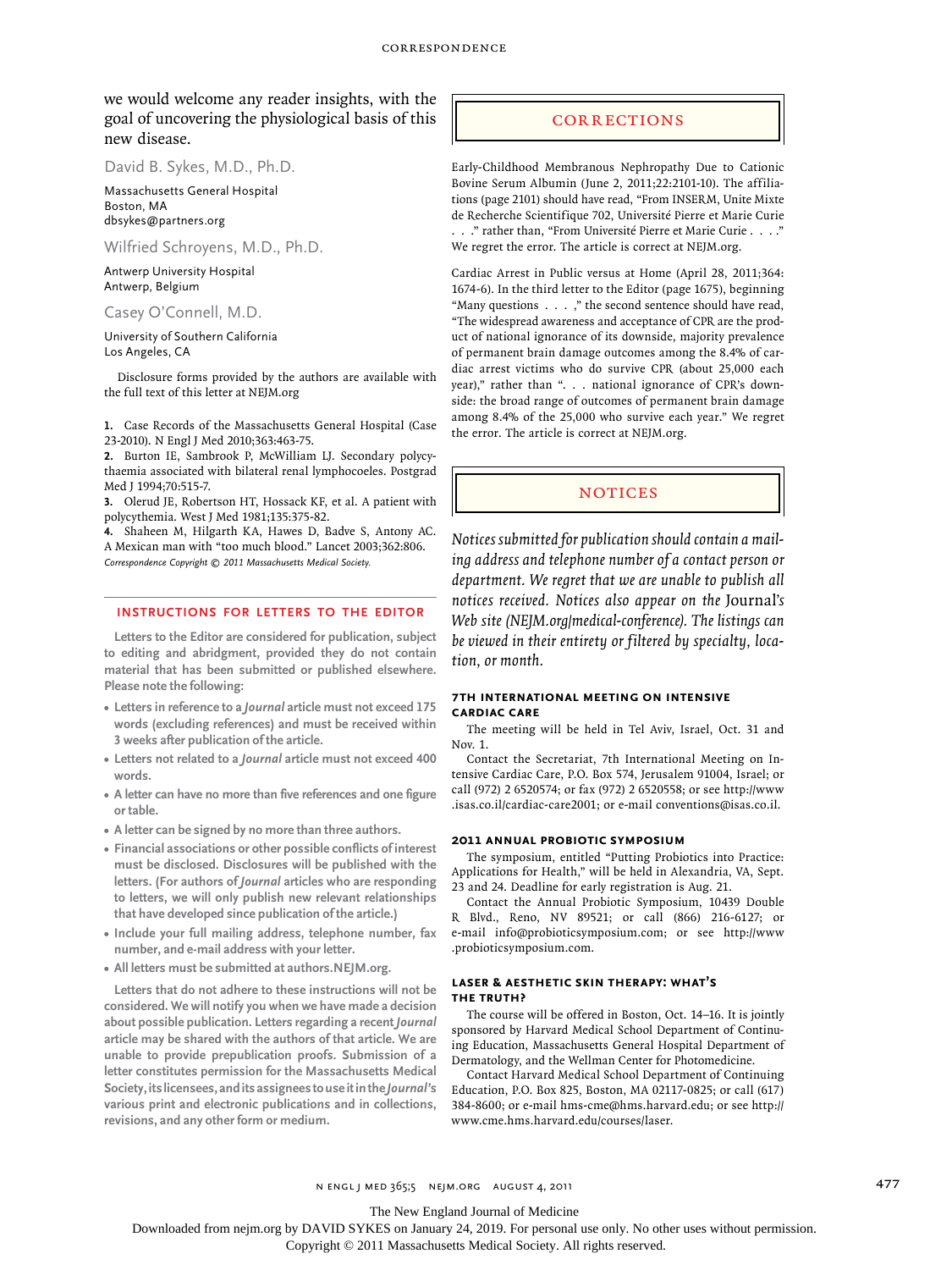we would welcome any reader insights, with the goal of uncovering the physiological basis of this new disease.

David B. Sykes, M.D., Ph.D.

Massachusetts General Hospital
Boston, MA
dbsykes@partners.org

Wilfried Schroyens, M.D., Ph.D.

Antwerp University Hospital
Antwerp, Belgium

Casey O'Connell, M.D.

University of Southern California
Los Angeles, CA

Disclosure forms provided by the authors are available with the full text of this letter at NEJM.org

1. Case Records of the Massachusetts General Hospital (Case 23-2010). N Engl J Med 2010;363:463-75.
2. Burton IE, Sambrook P, McWilliam LJ. Secondary polycythaemia associated with bilateral renal lymphocoeles. Postgrad Med J 1994;70:515-7.
3. Olerud JE, Robertson HT, Hossack KF, et al. A patient with polycythemia. West J Med 1981;135:375-82.
4. Shaheen M, Hilgarth KA, Hawes D, Badve S, Antony AC. A Mexican man with "too much blood." Lancet 2003;362:806.

*Correspondence Copyright © 2011 Massachusetts Medical Society.*

## INSTRUCTIONS FOR LETTERS TO THE EDITOR

Letters to the Editor are considered for publication, subject to editing and abridgment, provided they do not contain material that has been submitted or published elsewhere. Please note the following:

- Letters in reference to a *Journal* article must not exceed 175 words (excluding references) and must be received within 3 weeks after publication of the article.
- Letters not related to a *Journal* article must not exceed 400 words.
- A letter can have no more than five references and one figure or table.
- A letter can be signed by no more than three authors.
- Financial associations or other possible conflicts of interest must be disclosed. Disclosures will be published with the letters. (For authors of *Journal* articles who are responding to letters, we will only publish new relevant relationships that have developed since publication of the article.)
- Include your full mailing address, telephone number, fax number, and e-mail address with your letter.
- All letters must be submitted at authors.NEJM.org.

Letters that do not adhere to these instructions will not be considered. We will notify you when we have made a decision about possible publication. Letters regarding a recent *Journal* article may be shared with the authors of that article. We are unable to provide prepublication proofs. Submission of a letter constitutes permission for the Massachusetts Medical Society, its licensees, and its assignees to use it in the *Journal's* various print and electronic publications and in collections, revisions, and any other form or medium.

## CORRECTIONS

Early-Childhood Membranous Nephropathy Due to Cationic Bovine Serum Albumin (June 2, 2011;22:2101-10). The affiliations (page 2101) should have read, "From INSERM, Unite Mixte de Recherche Scientifique 702, Université Pierre et Marie Curie . . ." rather than, "From Université Pierre et Marie Curie . . . ." We regret the error. The article is correct at NEJM.org.

Cardiac Arrest in Public versus at Home (April 28, 2011;364: 1674-6). In the third letter to the Editor (page 1675), beginning "Many questions . . . ," the second sentence should have read, "The widespread awareness and acceptance of CPR are the product of national ignorance of its downside, majority prevalence of permanent brain damage outcomes among the 8.4% of cardiac arrest victims who do survive CPR (about 25,000 each year)," rather than ". . . national ignorance of CPR's downside: the broad range of outcomes of permanent brain damage among 8.4% of the 25,000 who survive each year." We regret the error. The article is correct at NEJM.org.

## NOTICES

*Notices submitted for publication should contain a mailing address and telephone number of a contact person or department. We regret that we are unable to publish all notices received. Notices also appear on the Journal's Web site (NEJM.org/medical-conference). The listings can be viewed in their entirety or filtered by specialty, location, or month.*

### 7TH INTERNATIONAL MEETING ON INTENSIVE CARDIAC CARE

The meeting will be held in Tel Aviv, Israel, Oct. 31 and Nov. 1.

Contact the Secretariat, 7th International Meeting on Intensive Cardiac Care, P.O. Box 574, Jerusalem 91004, Israel; or call (972) 2 6520574; or fax (972) 2 6520558; or see http://www.isas.co.il/cardiac-care2001; or e-mail conventions@isas.co.il.

### 2011 ANNUAL PROBIOTIC SYMPOSIUM

The symposium, entitled "Putting Probiotics into Practice: Applications for Health," will be held in Alexandria, VA, Sept. 23 and 24. Deadline for early registration is Aug. 21.

Contact the Annual Probiotic Symposium, 10439 Double R Blvd., Reno, NV 89521; or call (866) 216-6127; or e-mail info@probioticsymposium.com; or see http://www.probioticsymposium.com.

### LASER & AESTHETIC SKIN THERAPY: WHAT'S THE TRUTH?

The course will be offered in Boston, Oct. 14–16. It is jointly sponsored by Harvard Medical School Department of Continuing Education, Massachusetts General Hospital Department of Dermatology, and the Wellman Center for Photomedicine.

Contact Harvard Medical School Department of Continuing Education, P.O. Box 825, Boston, MA 02117-0825; or call (617) 384-8600; or e-mail hms-cme@hms.harvard.edu; or see http://www.cme.hms.harvard.edu/courses/laser.